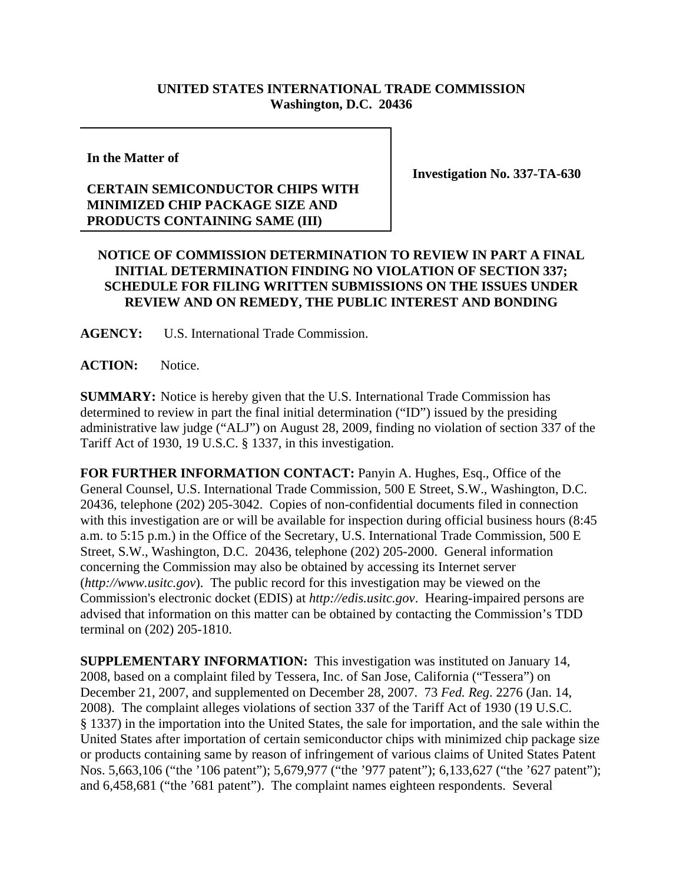**UNITED STATES INTERNATIONAL TRADE COMMISSION**
**Washington, D.C. 20436**

**In the Matter of**

**CERTAIN SEMICONDUCTOR CHIPS WITH MINIMIZED CHIP PACKAGE SIZE AND PRODUCTS CONTAINING SAME (III)**

**Investigation No. 337-TA-630**

**NOTICE OF COMMISSION DETERMINATION TO REVIEW IN PART A FINAL INITIAL DETERMINATION FINDING NO VIOLATION OF SECTION 337; SCHEDULE FOR FILING WRITTEN SUBMISSIONS ON THE ISSUES UNDER REVIEW AND ON REMEDY, THE PUBLIC INTEREST AND BONDING**

**AGENCY:** U.S. International Trade Commission.

**ACTION:** Notice.

**SUMMARY:** Notice is hereby given that the U.S. International Trade Commission has determined to review in part the final initial determination ("ID") issued by the presiding administrative law judge ("ALJ") on August 28, 2009, finding no violation of section 337 of the Tariff Act of 1930, 19 U.S.C. § 1337, in this investigation.

**FOR FURTHER INFORMATION CONTACT:** Panyin A. Hughes, Esq., Office of the General Counsel, U.S. International Trade Commission, 500 E Street, S.W., Washington, D.C. 20436, telephone (202) 205-3042. Copies of non-confidential documents filed in connection with this investigation are or will be available for inspection during official business hours (8:45 a.m. to 5:15 p.m.) in the Office of the Secretary, U.S. International Trade Commission, 500 E Street, S.W., Washington, D.C. 20436, telephone (202) 205-2000. General information concerning the Commission may also be obtained by accessing its Internet server (*http://www.usitc.gov*). The public record for this investigation may be viewed on the Commission's electronic docket (EDIS) at *http://edis.usitc.gov*. Hearing-impaired persons are advised that information on this matter can be obtained by contacting the Commission's TDD terminal on (202) 205-1810.

**SUPPLEMENTARY INFORMATION:** This investigation was instituted on January 14, 2008, based on a complaint filed by Tessera, Inc. of San Jose, California ("Tessera") on December 21, 2007, and supplemented on December 28, 2007. 73 *Fed. Reg.* 2276 (Jan. 14, 2008). The complaint alleges violations of section 337 of the Tariff Act of 1930 (19 U.S.C. § 1337) in the importation into the United States, the sale for importation, and the sale within the United States after importation of certain semiconductor chips with minimized chip package size or products containing same by reason of infringement of various claims of United States Patent Nos. 5,663,106 ("the '106 patent"); 5,679,977 ("the '977 patent"); 6,133,627 ("the '627 patent"); and 6,458,681 ("the '681 patent"). The complaint names eighteen respondents. Several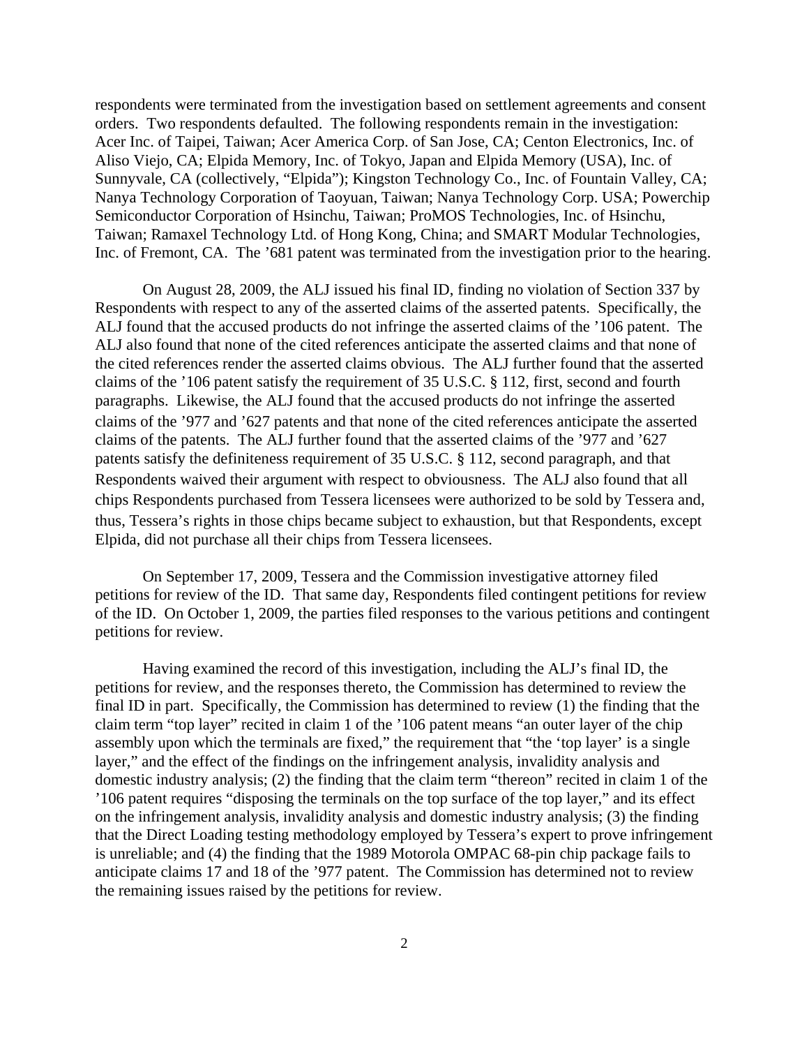respondents were terminated from the investigation based on settlement agreements and consent orders. Two respondents defaulted. The following respondents remain in the investigation: Acer Inc. of Taipei, Taiwan; Acer America Corp. of San Jose, CA; Centon Electronics, Inc. of Aliso Viejo, CA; Elpida Memory, Inc. of Tokyo, Japan and Elpida Memory (USA), Inc. of Sunnyvale, CA (collectively, "Elpida"); Kingston Technology Co., Inc. of Fountain Valley, CA; Nanya Technology Corporation of Taoyuan, Taiwan; Nanya Technology Corp. USA; Powerchip Semiconductor Corporation of Hsinchu, Taiwan; ProMOS Technologies, Inc. of Hsinchu, Taiwan; Ramaxel Technology Ltd. of Hong Kong, China; and SMART Modular Technologies, Inc. of Fremont, CA. The '681 patent was terminated from the investigation prior to the hearing.

On August 28, 2009, the ALJ issued his final ID, finding no violation of Section 337 by Respondents with respect to any of the asserted claims of the asserted patents. Specifically, the ALJ found that the accused products do not infringe the asserted claims of the '106 patent. The ALJ also found that none of the cited references anticipate the asserted claims and that none of the cited references render the asserted claims obvious. The ALJ further found that the asserted claims of the '106 patent satisfy the requirement of 35 U.S.C. § 112, first, second and fourth paragraphs. Likewise, the ALJ found that the accused products do not infringe the asserted claims of the '977 and '627 patents and that none of the cited references anticipate the asserted claims of the patents. The ALJ further found that the asserted claims of the '977 and '627 patents satisfy the definiteness requirement of 35 U.S.C. § 112, second paragraph, and that Respondents waived their argument with respect to obviousness. The ALJ also found that all chips Respondents purchased from Tessera licensees were authorized to be sold by Tessera and, thus, Tessera's rights in those chips became subject to exhaustion, but that Respondents, except Elpida, did not purchase all their chips from Tessera licensees.

On September 17, 2009, Tessera and the Commission investigative attorney filed petitions for review of the ID. That same day, Respondents filed contingent petitions for review of the ID. On October 1, 2009, the parties filed responses to the various petitions and contingent petitions for review.

Having examined the record of this investigation, including the ALJ's final ID, the petitions for review, and the responses thereto, the Commission has determined to review the final ID in part. Specifically, the Commission has determined to review (1) the finding that the claim term "top layer" recited in claim 1 of the '106 patent means "an outer layer of the chip assembly upon which the terminals are fixed," the requirement that "the 'top layer' is a single layer," and the effect of the findings on the infringement analysis, invalidity analysis and domestic industry analysis; (2) the finding that the claim term "thereon" recited in claim 1 of the '106 patent requires "disposing the terminals on the top surface of the top layer," and its effect on the infringement analysis, invalidity analysis and domestic industry analysis; (3) the finding that the Direct Loading testing methodology employed by Tessera's expert to prove infringement is unreliable; and (4) the finding that the 1989 Motorola OMPAC 68-pin chip package fails to anticipate claims 17 and 18 of the '977 patent. The Commission has determined not to review the remaining issues raised by the petitions for review.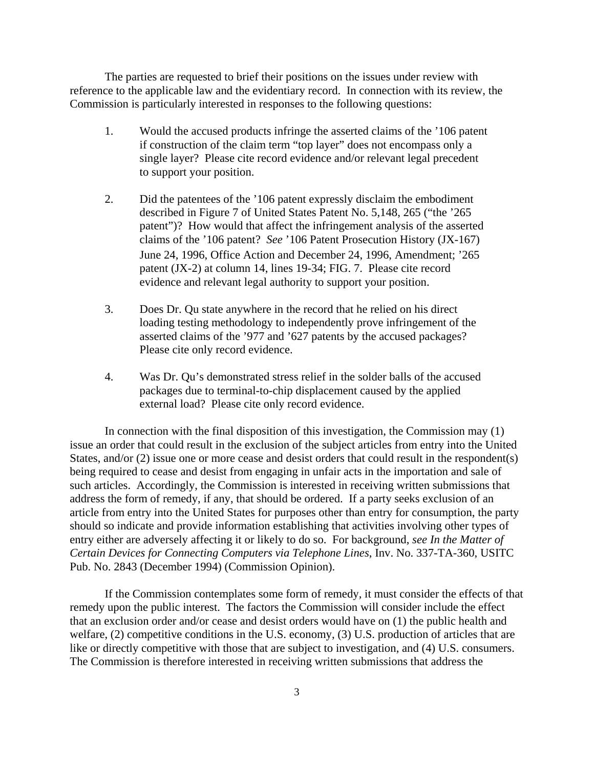The parties are requested to brief their positions on the issues under review with reference to the applicable law and the evidentiary record. In connection with its review, the Commission is particularly interested in responses to the following questions:

1. Would the accused products infringe the asserted claims of the ’106 patent if construction of the claim term “top layer” does not encompass only a single layer? Please cite record evidence and/or relevant legal precedent to support your position.

2. Did the patentees of the ’106 patent expressly disclaim the embodiment described in Figure 7 of United States Patent No. 5,148, 265 (“the ’265 patent”)? How would that affect the infringement analysis of the asserted claims of the ’106 patent? *See* ’106 Patent Prosecution History (JX-167) June 24, 1996, Office Action and December 24, 1996, Amendment; ’265 patent (JX-2) at column 14, lines 19-34; FIG. 7. Please cite record evidence and relevant legal authority to support your position.

3. Does Dr. Qu state anywhere in the record that he relied on his direct loading testing methodology to independently prove infringement of the asserted claims of the ’977 and ’627 patents by the accused packages? Please cite only record evidence.

4. Was Dr. Qu’s demonstrated stress relief in the solder balls of the accused packages due to terminal-to-chip displacement caused by the applied external load? Please cite only record evidence.

In connection with the final disposition of this investigation, the Commission may (1) issue an order that could result in the exclusion of the subject articles from entry into the United States, and/or (2) issue one or more cease and desist orders that could result in the respondent(s) being required to cease and desist from engaging in unfair acts in the importation and sale of such articles. Accordingly, the Commission is interested in receiving written submissions that address the form of remedy, if any, that should be ordered. If a party seeks exclusion of an article from entry into the United States for purposes other than entry for consumption, the party should so indicate and provide information establishing that activities involving other types of entry either are adversely affecting it or likely to do so. For background, *see In the Matter of Certain Devices for Connecting Computers via Telephone Lines*, Inv. No. 337-TA-360, USITC Pub. No. 2843 (December 1994) (Commission Opinion).

If the Commission contemplates some form of remedy, it must consider the effects of that remedy upon the public interest. The factors the Commission will consider include the effect that an exclusion order and/or cease and desist orders would have on (1) the public health and welfare, (2) competitive conditions in the U.S. economy, (3) U.S. production of articles that are like or directly competitive with those that are subject to investigation, and (4) U.S. consumers. The Commission is therefore interested in receiving written submissions that address the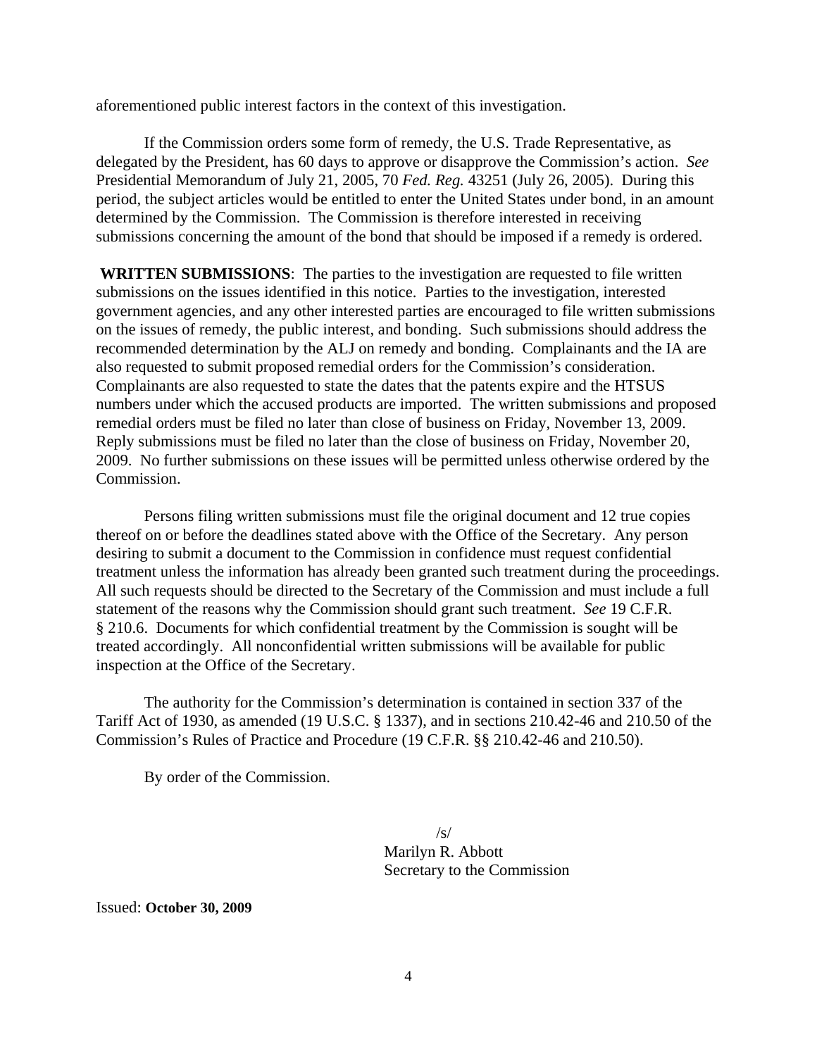aforementioned public interest factors in the context of this investigation.

If the Commission orders some form of remedy, the U.S. Trade Representative, as delegated by the President, has 60 days to approve or disapprove the Commission's action. *See* Presidential Memorandum of July 21, 2005, 70 *Fed. Reg.* 43251 (July 26, 2005). During this period, the subject articles would be entitled to enter the United States under bond, in an amount determined by the Commission. The Commission is therefore interested in receiving submissions concerning the amount of the bond that should be imposed if a remedy is ordered.

**WRITTEN SUBMISSIONS**: The parties to the investigation are requested to file written submissions on the issues identified in this notice. Parties to the investigation, interested government agencies, and any other interested parties are encouraged to file written submissions on the issues of remedy, the public interest, and bonding. Such submissions should address the recommended determination by the ALJ on remedy and bonding. Complainants and the IA are also requested to submit proposed remedial orders for the Commission's consideration. Complainants are also requested to state the dates that the patents expire and the HTSUS numbers under which the accused products are imported. The written submissions and proposed remedial orders must be filed no later than close of business on Friday, November 13, 2009. Reply submissions must be filed no later than the close of business on Friday, November 20, 2009. No further submissions on these issues will be permitted unless otherwise ordered by the Commission.

Persons filing written submissions must file the original document and 12 true copies thereof on or before the deadlines stated above with the Office of the Secretary. Any person desiring to submit a document to the Commission in confidence must request confidential treatment unless the information has already been granted such treatment during the proceedings. All such requests should be directed to the Secretary of the Commission and must include a full statement of the reasons why the Commission should grant such treatment. *See* 19 C.F.R. § 210.6. Documents for which confidential treatment by the Commission is sought will be treated accordingly. All nonconfidential written submissions will be available for public inspection at the Office of the Secretary.

The authority for the Commission's determination is contained in section 337 of the Tariff Act of 1930, as amended (19 U.S.C. § 1337), and in sections 210.42-46 and 210.50 of the Commission's Rules of Practice and Procedure (19 C.F.R. §§ 210.42-46 and 210.50).

By order of the Commission.

/s/
Marilyn R. Abbott
Secretary to the Commission

Issued: **October 30, 2009**